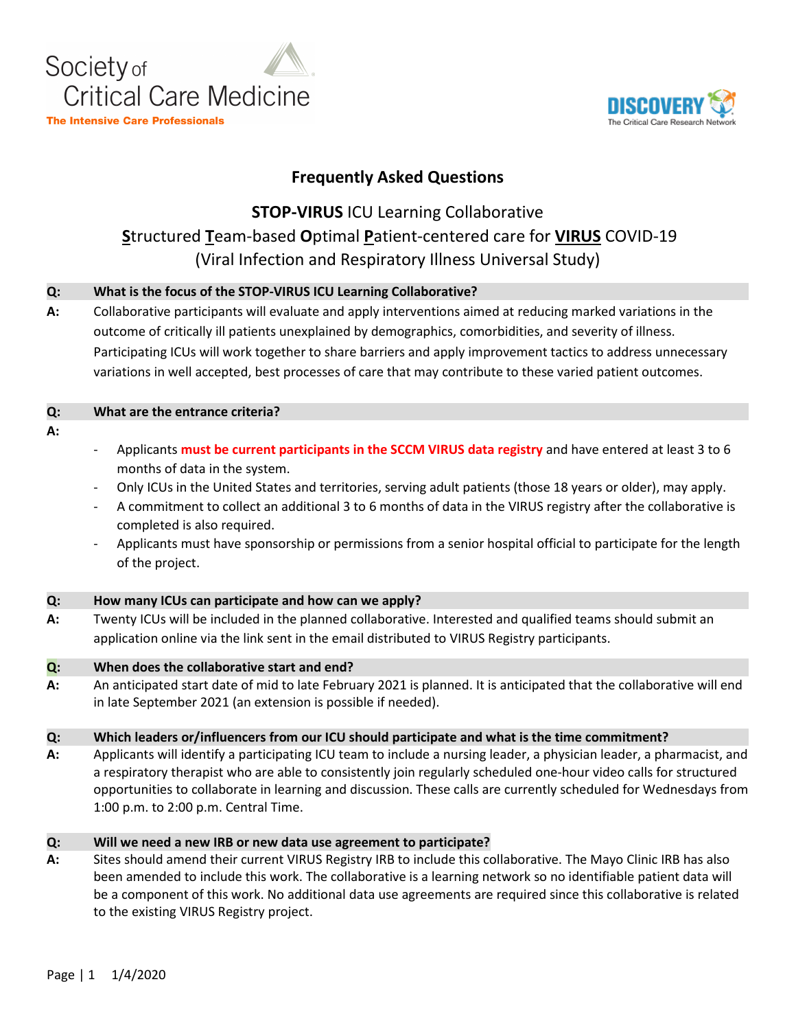Society of Critical Care Medicine
The Intensive Care Professionals

DISCOVERY
The Critical Care Research Network

# Frequently Asked Questions

## STOP-VIRUS ICU Learning Collaborative

## Structured Team-based Optimal Patient-centered care for VIRUS COVID-19 (Viral Infection and Respiratory Illness Universal Study)

**Q: What is the focus of the STOP-VIRUS ICU Learning Collaborative?**

**A:** Collaborative participants will evaluate and apply interventions aimed at reducing marked variations in the outcome of critically ill patients unexplained by demographics, comorbidities, and severity of illness. Participating ICUs will work together to share barriers and apply improvement tactics to address unnecessary variations in well accepted, best processes of care that may contribute to these varied patient outcomes.

**Q: What are the entrance criteria?**

**A:**

- Applicants **must be current participants in the SCCM VIRUS data registry** and have entered at least 3 to 6 months of data in the system.
- Only ICUs in the United States and territories, serving adult patients (those 18 years or older), may apply.
- A commitment to collect an additional 3 to 6 months of data in the VIRUS registry after the collaborative is completed is also required.
- Applicants must have sponsorship or permissions from a senior hospital official to participate for the length of the project.

**Q: How many ICUs can participate and how can we apply?**

**A:** Twenty ICUs will be included in the planned collaborative. Interested and qualified teams should submit an application online via the link sent in the email distributed to VIRUS Registry participants.

**Q: When does the collaborative start and end?**

**A:** An anticipated start date of mid to late February 2021 is planned. It is anticipated that the collaborative will end in late September 2021 (an extension is possible if needed).

**Q: Which leaders or/influencers from our ICU should participate and what is the time commitment?**

**A:** Applicants will identify a participating ICU team to include a nursing leader, a physician leader, a pharmacist, and a respiratory therapist who are able to consistently join regularly scheduled one-hour video calls for structured opportunities to collaborate in learning and discussion. These calls are currently scheduled for Wednesdays from 1:00 p.m. to 2:00 p.m. Central Time.

**Q: Will we need a new IRB or new data use agreement to participate?**

**A:** Sites should amend their current VIRUS Registry IRB to include this collaborative. The Mayo Clinic IRB has also been amended to include this work. The collaborative is a learning network so no identifiable patient data will be a component of this work. No additional data use agreements are required since this collaborative is related to the existing VIRUS Registry project.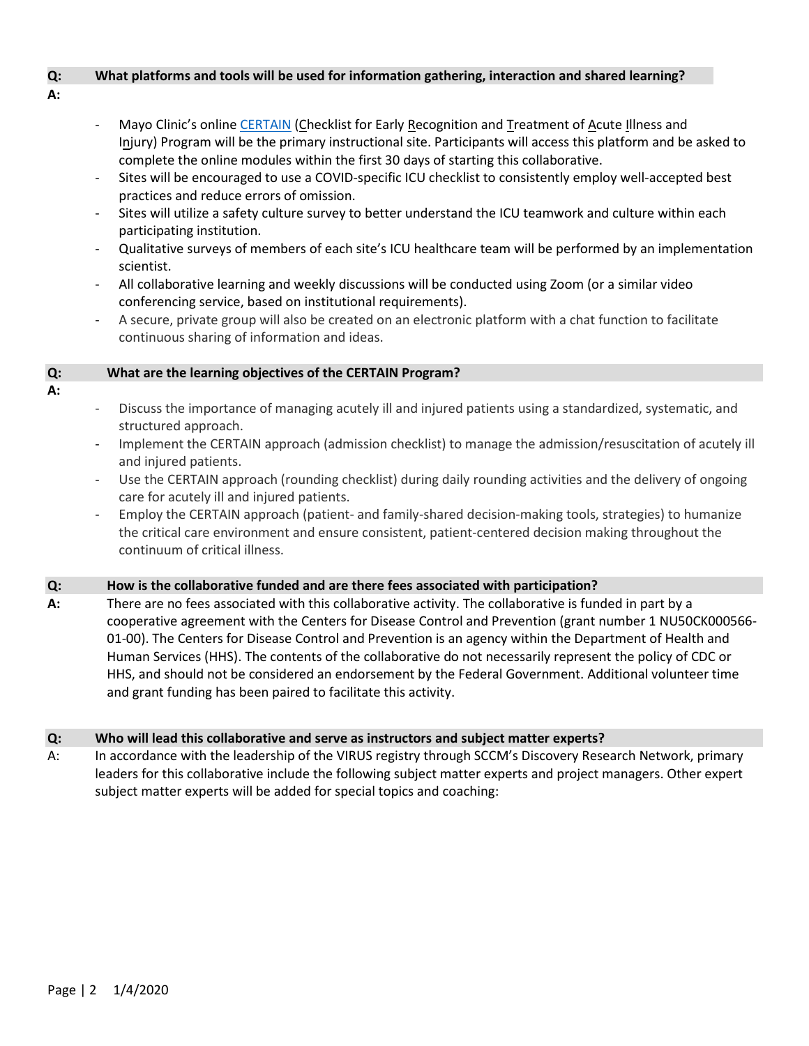**Q: What platforms and tools will be used for information gathering, interaction and shared learning?**

**A:**

- Mayo Clinic's online CERTAIN (Checklist for Early Recognition and Treatment of Acute Illness and Injury) Program will be the primary instructional site. Participants will access this platform and be asked to complete the online modules within the first 30 days of starting this collaborative.
- Sites will be encouraged to use a COVID-specific ICU checklist to consistently employ well-accepted best practices and reduce errors of omission.
- Sites will utilize a safety culture survey to better understand the ICU teamwork and culture within each participating institution.
- Qualitative surveys of members of each site's ICU healthcare team will be performed by an implementation scientist.
- All collaborative learning and weekly discussions will be conducted using Zoom (or a similar video conferencing service, based on institutional requirements).
- A secure, private group will also be created on an electronic platform with a chat function to facilitate continuous sharing of information and ideas.

**Q: What are the learning objectives of the CERTAIN Program?**

**A:**

- Discuss the importance of managing acutely ill and injured patients using a standardized, systematic, and structured approach.
- Implement the CERTAIN approach (admission checklist) to manage the admission/resuscitation of acutely ill and injured patients.
- Use the CERTAIN approach (rounding checklist) during daily rounding activities and the delivery of ongoing care for acutely ill and injured patients.
- Employ the CERTAIN approach (patient- and family-shared decision-making tools, strategies) to humanize the critical care environment and ensure consistent, patient-centered decision making throughout the continuum of critical illness.

**Q: How is the collaborative funded and are there fees associated with participation?**

**A:** There are no fees associated with this collaborative activity. The collaborative is funded in part by a cooperative agreement with the Centers for Disease Control and Prevention (grant number 1 NU50CK000566-01-00). The Centers for Disease Control and Prevention is an agency within the Department of Health and Human Services (HHS). The contents of the collaborative do not necessarily represent the policy of CDC or HHS, and should not be considered an endorsement by the Federal Government. Additional volunteer time and grant funding has been paired to facilitate this activity.

**Q: Who will lead this collaborative and serve as instructors and subject matter experts?**

A: In accordance with the leadership of the VIRUS registry through SCCM's Discovery Research Network, primary leaders for this collaborative include the following subject matter experts and project managers. Other expert subject matter experts will be added for special topics and coaching: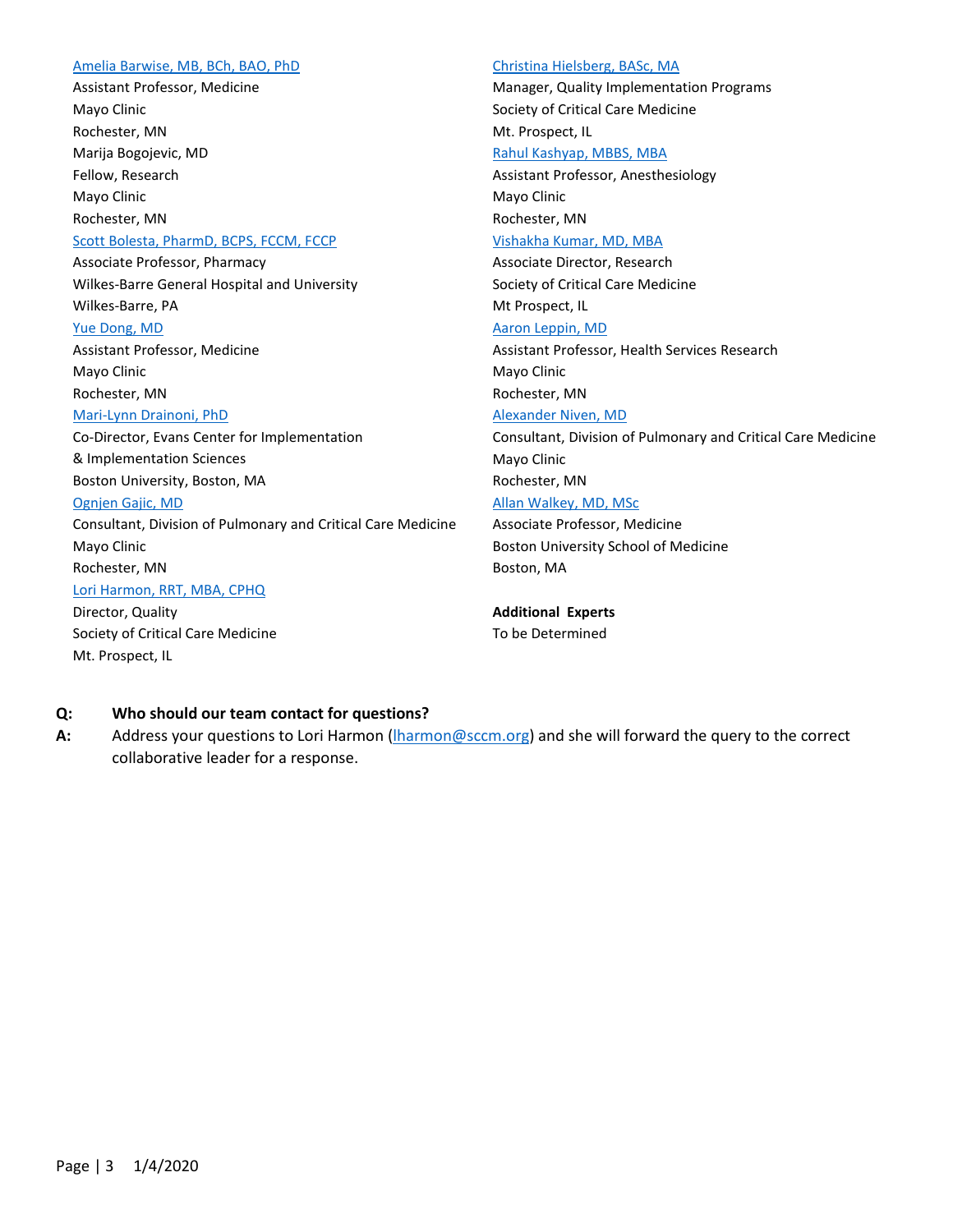Amelia Barwise, MB, BCh, BAO, PhD
Assistant Professor, Medicine
Mayo Clinic
Rochester, MN

Marija Bogojevic, MD
Fellow, Research
Mayo Clinic
Rochester, MN

Scott Bolesta, PharmD, BCPS, FCCM, FCCP
Associate Professor, Pharmacy
Wilkes-Barre General Hospital and University
Wilkes-Barre, PA

Yue Dong, MD
Assistant Professor, Medicine
Mayo Clinic
Rochester, MN

Mari-Lynn Drainoni, PhD
Co-Director, Evans Center for Implementation & Implementation Sciences
Boston University, Boston, MA

Ognjen Gajic, MD
Consultant, Division of Pulmonary and Critical Care Medicine
Mayo Clinic
Rochester, MN

Lori Harmon, RRT, MBA, CPHQ
Director, Quality
Society of Critical Care Medicine
Mt. Prospect, IL

Christina Hielsberg, BASc, MA
Manager, Quality Implementation Programs
Society of Critical Care Medicine
Mt. Prospect, IL

Rahul Kashyap, MBBS, MBA
Assistant Professor, Anesthesiology
Mayo Clinic
Rochester, MN

Vishakha Kumar, MD, MBA
Associate Director, Research
Society of Critical Care Medicine
Mt Prospect, IL

Aaron Leppin, MD
Assistant Professor, Health Services Research
Mayo Clinic
Rochester, MN

Alexander Niven, MD
Consultant, Division of Pulmonary and Critical Care Medicine
Mayo Clinic
Rochester, MN

Allan Walkey, MD, MSc
Associate Professor, Medicine
Boston University School of Medicine
Boston, MA

**Additional Experts**
To be Determined

**Q: Who should our team contact for questions?**

**A:** Address your questions to Lori Harmon (lharmon@sccm.org) and she will forward the query to the correct collaborative leader for a response.